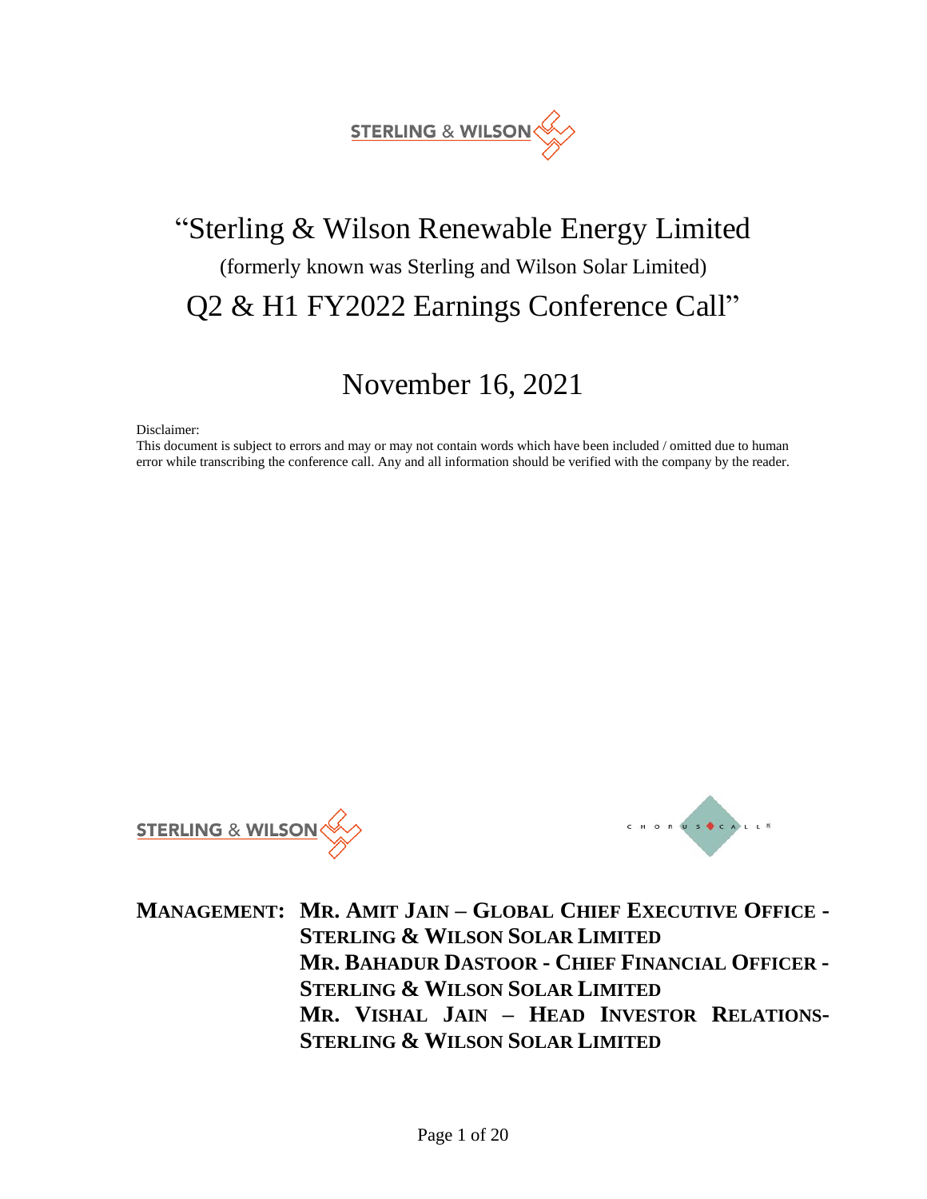# "Sterling & Wilson Renewable Energy Limited

(formerly known was Sterling and Wilson Solar Limited)

## Q2 & H1 FY2022 Earnings Conference Call"

## November 16, 2021

Disclaimer:
This document is subject to errors and may or may not contain words which have been included / omitted due to human error while transcribing the conference call. Any and all information should be verified with the company by the reader.

**MANAGEMENT:** **MR. AMIT JAIN – GLOBAL CHIEF EXECUTIVE OFFICE - STERLING & WILSON SOLAR LIMITED**
**MR. BAHADUR DASTOOR - CHIEF FINANCIAL OFFICER - STERLING & WILSON SOLAR LIMITED**
**MR. VISHAL JAIN – HEAD INVESTOR RELATIONS- STERLING & WILSON SOLAR LIMITED**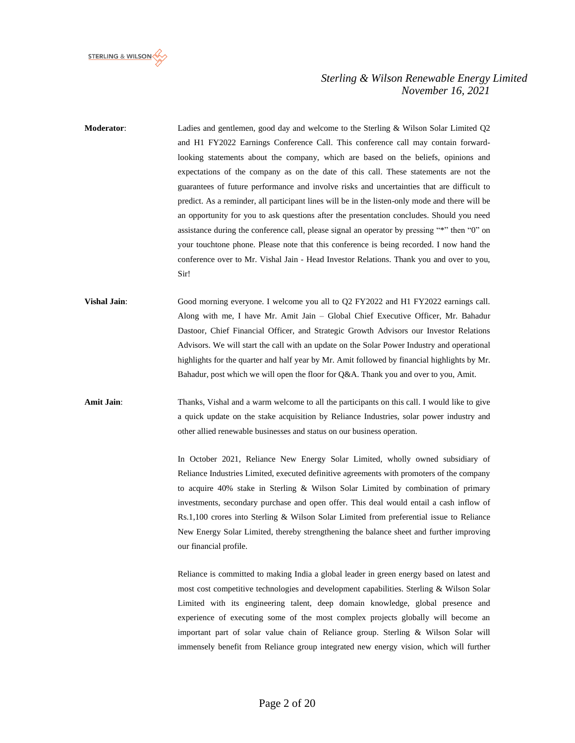**Moderator**: Ladies and gentlemen, good day and welcome to the Sterling & Wilson Solar Limited Q2 and H1 FY2022 Earnings Conference Call. This conference call may contain forward-looking statements about the company, which are based on the beliefs, opinions and expectations of the company as on the date of this call. These statements are not the guarantees of future performance and involve risks and uncertainties that are difficult to predict. As a reminder, all participant lines will be in the listen-only mode and there will be an opportunity for you to ask questions after the presentation concludes. Should you need assistance during the conference call, please signal an operator by pressing "*" then "0" on your touchtone phone. Please note that this conference is being recorded. I now hand the conference over to Mr. Vishal Jain - Head Investor Relations. Thank you and over to you, Sir!

**Vishal Jain**: Good morning everyone. I welcome you all to Q2 FY2022 and H1 FY2022 earnings call. Along with me, I have Mr. Amit Jain – Global Chief Executive Officer, Mr. Bahadur Dastoor, Chief Financial Officer, and Strategic Growth Advisors our Investor Relations Advisors. We will start the call with an update on the Solar Power Industry and operational highlights for the quarter and half year by Mr. Amit followed by financial highlights by Mr. Bahadur, post which we will open the floor for Q&A. Thank you and over to you, Amit.

**Amit Jain**: Thanks, Vishal and a warm welcome to all the participants on this call. I would like to give a quick update on the stake acquisition by Reliance Industries, solar power industry and other allied renewable businesses and status on our business operation.

In October 2021, Reliance New Energy Solar Limited, wholly owned subsidiary of Reliance Industries Limited, executed definitive agreements with promoters of the company to acquire 40% stake in Sterling & Wilson Solar Limited by combination of primary investments, secondary purchase and open offer. This deal would entail a cash inflow of Rs.1,100 crores into Sterling & Wilson Solar Limited from preferential issue to Reliance New Energy Solar Limited, thereby strengthening the balance sheet and further improving our financial profile.

Reliance is committed to making India a global leader in green energy based on latest and most cost competitive technologies and development capabilities. Sterling & Wilson Solar Limited with its engineering talent, deep domain knowledge, global presence and experience of executing some of the most complex projects globally will become an important part of solar value chain of Reliance group. Sterling & Wilson Solar will immensely benefit from Reliance group integrated new energy vision, which will further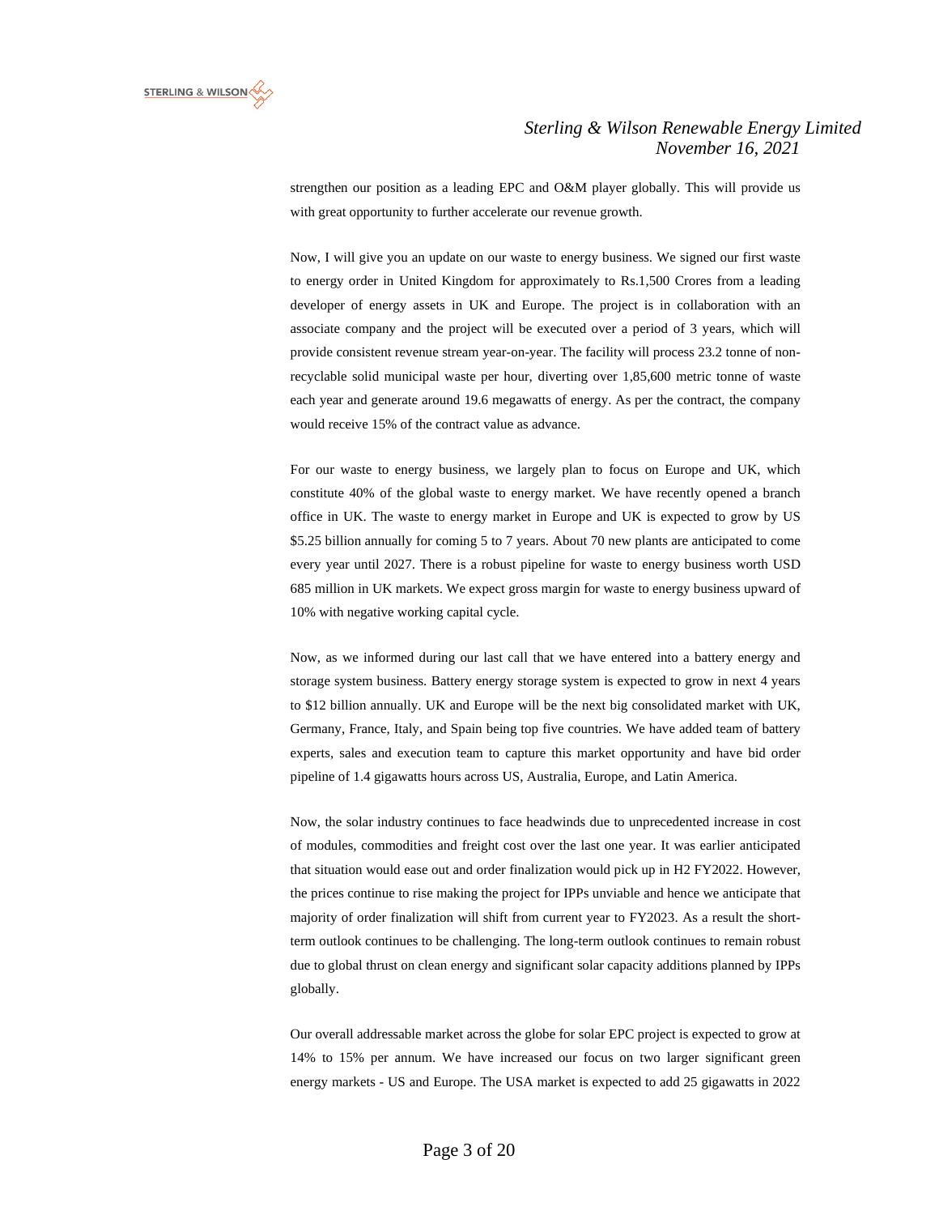strengthen our position as a leading EPC and O&M player globally. This will provide us with great opportunity to further accelerate our revenue growth.

Now, I will give you an update on our waste to energy business. We signed our first waste to energy order in United Kingdom for approximately to Rs.1,500 Crores from a leading developer of energy assets in UK and Europe. The project is in collaboration with an associate company and the project will be executed over a period of 3 years, which will provide consistent revenue stream year-on-year. The facility will process 23.2 tonne of non-recyclable solid municipal waste per hour, diverting over 1,85,600 metric tonne of waste each year and generate around 19.6 megawatts of energy. As per the contract, the company would receive 15% of the contract value as advance.

For our waste to energy business, we largely plan to focus on Europe and UK, which constitute 40% of the global waste to energy market. We have recently opened a branch office in UK. The waste to energy market in Europe and UK is expected to grow by US $5.25 billion annually for coming 5 to 7 years. About 70 new plants are anticipated to come every year until 2027. There is a robust pipeline for waste to energy business worth USD 685 million in UK markets. We expect gross margin for waste to energy business upward of 10% with negative working capital cycle.

Now, as we informed during our last call that we have entered into a battery energy and storage system business. Battery energy storage system is expected to grow in next 4 years to $12 billion annually. UK and Europe will be the next big consolidated market with UK, Germany, France, Italy, and Spain being top five countries. We have added team of battery experts, sales and execution team to capture this market opportunity and have bid order pipeline of 1.4 gigawatts hours across US, Australia, Europe, and Latin America.

Now, the solar industry continues to face headwinds due to unprecedented increase in cost of modules, commodities and freight cost over the last one year. It was earlier anticipated that situation would ease out and order finalization would pick up in H2 FY2022. However, the prices continue to rise making the project for IPPs unviable and hence we anticipate that majority of order finalization will shift from current year to FY2023. As a result the short-term outlook continues to be challenging. The long-term outlook continues to remain robust due to global thrust on clean energy and significant solar capacity additions planned by IPPs globally.

Our overall addressable market across the globe for solar EPC project is expected to grow at 14% to 15% per annum. We have increased our focus on two larger significant green energy markets - US and Europe. The USA market is expected to add 25 gigawatts in 2022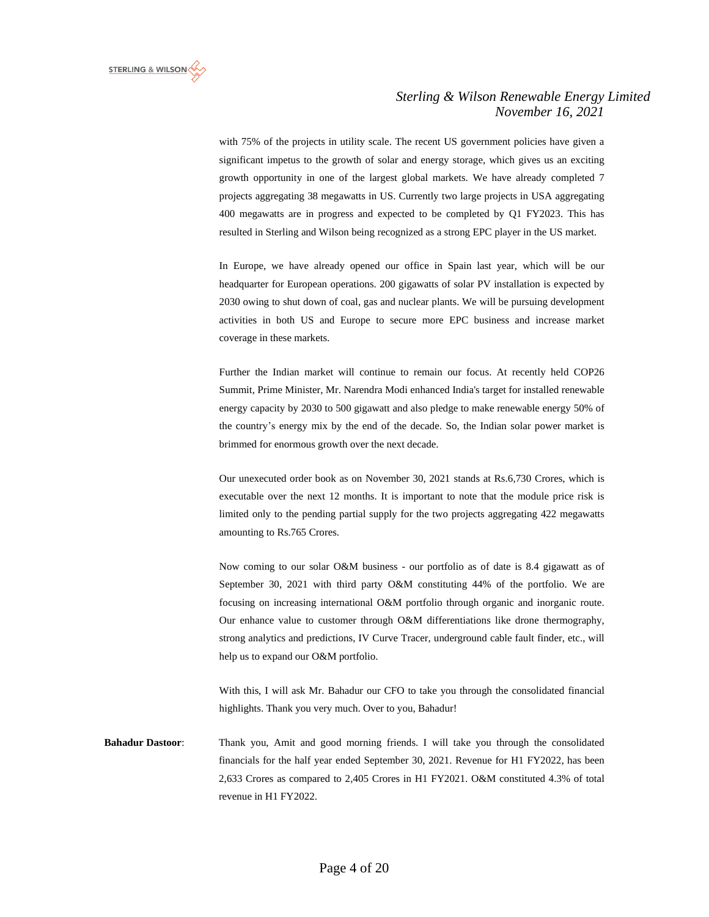with 75% of the projects in utility scale. The recent US government policies have given a significant impetus to the growth of solar and energy storage, which gives us an exciting growth opportunity in one of the largest global markets. We have already completed 7 projects aggregating 38 megawatts in US. Currently two large projects in USA aggregating 400 megawatts are in progress and expected to be completed by Q1 FY2023. This has resulted in Sterling and Wilson being recognized as a strong EPC player in the US market.

In Europe, we have already opened our office in Spain last year, which will be our headquarter for European operations. 200 gigawatts of solar PV installation is expected by 2030 owing to shut down of coal, gas and nuclear plants. We will be pursuing development activities in both US and Europe to secure more EPC business and increase market coverage in these markets.

Further the Indian market will continue to remain our focus. At recently held COP26 Summit, Prime Minister, Mr. Narendra Modi enhanced India's target for installed renewable energy capacity by 2030 to 500 gigawatt and also pledge to make renewable energy 50% of the country's energy mix by the end of the decade. So, the Indian solar power market is brimmed for enormous growth over the next decade.

Our unexecuted order book as on November 30, 2021 stands at Rs.6,730 Crores, which is executable over the next 12 months. It is important to note that the module price risk is limited only to the pending partial supply for the two projects aggregating 422 megawatts amounting to Rs.765 Crores.

Now coming to our solar O&M business - our portfolio as of date is 8.4 gigawatt as of September 30, 2021 with third party O&M constituting 44% of the portfolio. We are focusing on increasing international O&M portfolio through organic and inorganic route. Our enhance value to customer through O&M differentiations like drone thermography, strong analytics and predictions, IV Curve Tracer, underground cable fault finder, etc., will help us to expand our O&M portfolio.

With this, I will ask Mr. Bahadur our CFO to take you through the consolidated financial highlights. Thank you very much. Over to you, Bahadur!

**Bahadur Dastoor**: Thank you, Amit and good morning friends. I will take you through the consolidated financials for the half year ended September 30, 2021. Revenue for H1 FY2022, has been 2,633 Crores as compared to 2,405 Crores in H1 FY2021. O&M constituted 4.3% of total revenue in H1 FY2022.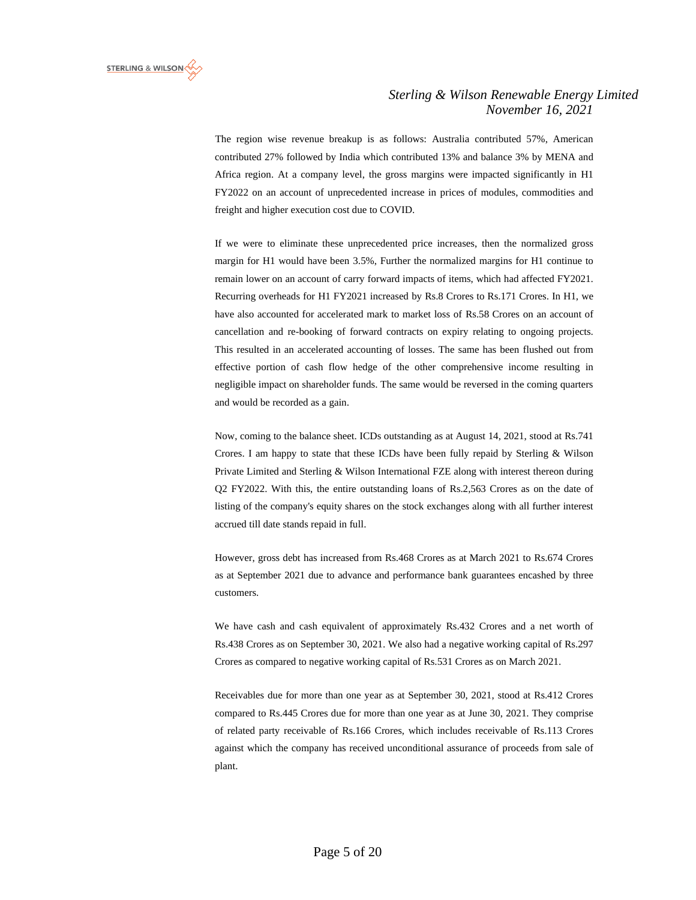The region wise revenue breakup is as follows: Australia contributed 57%, American contributed 27% followed by India which contributed 13% and balance 3% by MENA and Africa region. At a company level, the gross margins were impacted significantly in H1 FY2022 on an account of unprecedented increase in prices of modules, commodities and freight and higher execution cost due to COVID.

If we were to eliminate these unprecedented price increases, then the normalized gross margin for H1 would have been 3.5%, Further the normalized margins for H1 continue to remain lower on an account of carry forward impacts of items, which had affected FY2021. Recurring overheads for H1 FY2021 increased by Rs.8 Crores to Rs.171 Crores. In H1, we have also accounted for accelerated mark to market loss of Rs.58 Crores on an account of cancellation and re-booking of forward contracts on expiry relating to ongoing projects. This resulted in an accelerated accounting of losses. The same has been flushed out from effective portion of cash flow hedge of the other comprehensive income resulting in negligible impact on shareholder funds. The same would be reversed in the coming quarters and would be recorded as a gain.

Now, coming to the balance sheet. ICDs outstanding as at August 14, 2021, stood at Rs.741 Crores. I am happy to state that these ICDs have been fully repaid by Sterling & Wilson Private Limited and Sterling & Wilson International FZE along with interest thereon during Q2 FY2022. With this, the entire outstanding loans of Rs.2,563 Crores as on the date of listing of the company's equity shares on the stock exchanges along with all further interest accrued till date stands repaid in full.

However, gross debt has increased from Rs.468 Crores as at March 2021 to Rs.674 Crores as at September 2021 due to advance and performance bank guarantees encashed by three customers.

We have cash and cash equivalent of approximately Rs.432 Crores and a net worth of Rs.438 Crores as on September 30, 2021. We also had a negative working capital of Rs.297 Crores as compared to negative working capital of Rs.531 Crores as on March 2021.

Receivables due for more than one year as at September 30, 2021, stood at Rs.412 Crores compared to Rs.445 Crores due for more than one year as at June 30, 2021. They comprise of related party receivable of Rs.166 Crores, which includes receivable of Rs.113 Crores against which the company has received unconditional assurance of proceeds from sale of plant.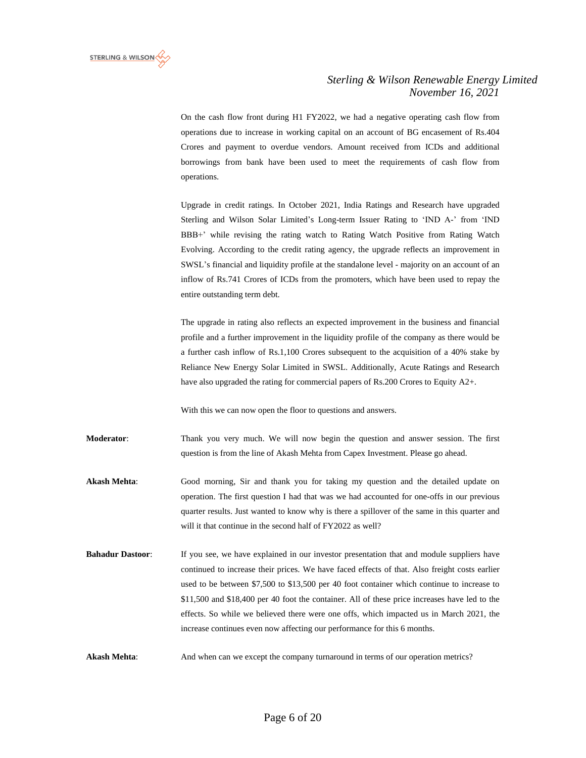On the cash flow front during H1 FY2022, we had a negative operating cash flow from operations due to increase in working capital on an account of BG encasement of Rs.404 Crores and payment to overdue vendors. Amount received from ICDs and additional borrowings from bank have been used to meet the requirements of cash flow from operations.

Upgrade in credit ratings. In October 2021, India Ratings and Research have upgraded Sterling and Wilson Solar Limited's Long-term Issuer Rating to 'IND A-' from 'IND BBB+' while revising the rating watch to Rating Watch Positive from Rating Watch Evolving. According to the credit rating agency, the upgrade reflects an improvement in SWSL's financial and liquidity profile at the standalone level - majority on an account of an inflow of Rs.741 Crores of ICDs from the promoters, which have been used to repay the entire outstanding term debt.

The upgrade in rating also reflects an expected improvement in the business and financial profile and a further improvement in the liquidity profile of the company as there would be a further cash inflow of Rs.1,100 Crores subsequent to the acquisition of a 40% stake by Reliance New Energy Solar Limited in SWSL. Additionally, Acute Ratings and Research have also upgraded the rating for commercial papers of Rs.200 Crores to Equity A2+.

With this we can now open the floor to questions and answers.

**Moderator**: Thank you very much. We will now begin the question and answer session. The first question is from the line of Akash Mehta from Capex Investment. Please go ahead.

**Akash Mehta**: Good morning, Sir and thank you for taking my question and the detailed update on operation. The first question I had that was we had accounted for one-offs in our previous quarter results. Just wanted to know why is there a spillover of the same in this quarter and will it that continue in the second half of FY2022 as well?

**Bahadur Dastoor**: If you see, we have explained in our investor presentation that and module suppliers have continued to increase their prices. We have faced effects of that. Also freight costs earlier used to be between $7,500 to $13,500 per 40 foot container which continue to increase to $11,500 and $18,400 per 40 foot the container. All of these price increases have led to the effects. So while we believed there were one offs, which impacted us in March 2021, the increase continues even now affecting our performance for this 6 months.

**Akash Mehta**: And when can we except the company turnaround in terms of our operation metrics?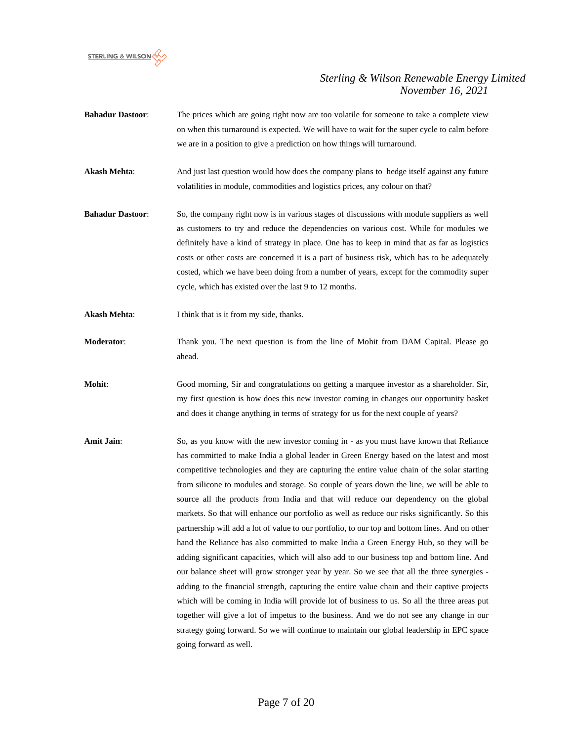**Bahadur Dastoor**: The prices which are going right now are too volatile for someone to take a complete view on when this turnaround is expected. We will have to wait for the super cycle to calm before we are in a position to give a prediction on how things will turnaround.

**Akash Mehta**: And just last question would how does the company plans to hedge itself against any future volatilities in module, commodities and logistics prices, any colour on that?

**Bahadur Dastoor**: So, the company right now is in various stages of discussions with module suppliers as well as customers to try and reduce the dependencies on various cost. While for modules we definitely have a kind of strategy in place. One has to keep in mind that as far as logistics costs or other costs are concerned it is a part of business risk, which has to be adequately costed, which we have been doing from a number of years, except for the commodity super cycle, which has existed over the last 9 to 12 months.

**Akash Mehta**: I think that is it from my side, thanks.

**Moderator**: Thank you. The next question is from the line of Mohit from DAM Capital. Please go ahead.

**Mohit**: Good morning, Sir and congratulations on getting a marquee investor as a shareholder. Sir, my first question is how does this new investor coming in changes our opportunity basket and does it change anything in terms of strategy for us for the next couple of years?

**Amit Jain**: So, as you know with the new investor coming in - as you must have known that Reliance has committed to make India a global leader in Green Energy based on the latest and most competitive technologies and they are capturing the entire value chain of the solar starting from silicone to modules and storage. So couple of years down the line, we will be able to source all the products from India and that will reduce our dependency on the global markets. So that will enhance our portfolio as well as reduce our risks significantly. So this partnership will add a lot of value to our portfolio, to our top and bottom lines. And on other hand the Reliance has also committed to make India a Green Energy Hub, so they will be adding significant capacities, which will also add to our business top and bottom line. And our balance sheet will grow stronger year by year. So we see that all the three synergies - adding to the financial strength, capturing the entire value chain and their captive projects which will be coming in India will provide lot of business to us. So all the three areas put together will give a lot of impetus to the business. And we do not see any change in our strategy going forward. So we will continue to maintain our global leadership in EPC space going forward as well.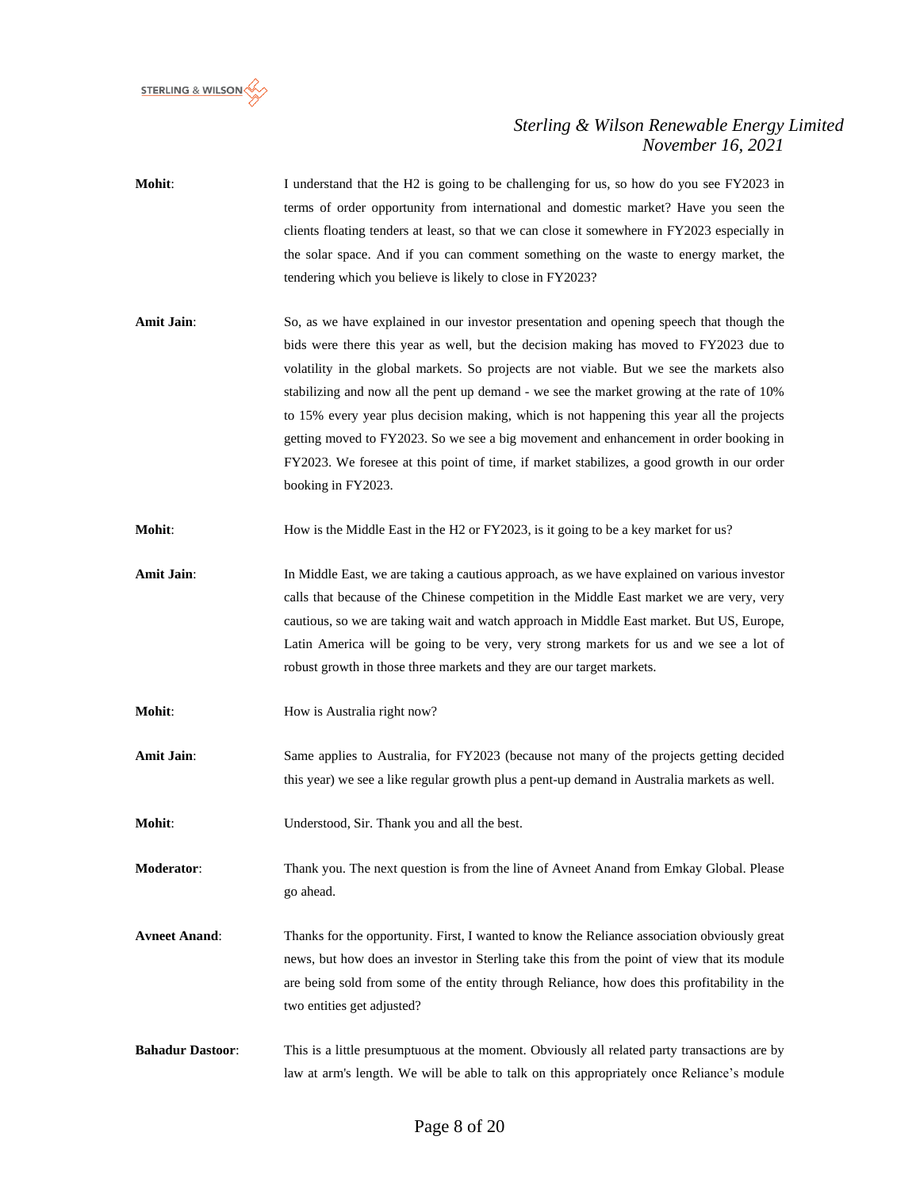**Mohit**: I understand that the H2 is going to be challenging for us, so how do you see FY2023 in terms of order opportunity from international and domestic market? Have you seen the clients floating tenders at least, so that we can close it somewhere in FY2023 especially in the solar space. And if you can comment something on the waste to energy market, the tendering which you believe is likely to close in FY2023?

**Amit Jain**: So, as we have explained in our investor presentation and opening speech that though the bids were there this year as well, but the decision making has moved to FY2023 due to volatility in the global markets. So projects are not viable. But we see the markets also stabilizing and now all the pent up demand - we see the market growing at the rate of 10% to 15% every year plus decision making, which is not happening this year all the projects getting moved to FY2023. So we see a big movement and enhancement in order booking in FY2023. We foresee at this point of time, if market stabilizes, a good growth in our order booking in FY2023.

**Mohit**: How is the Middle East in the H2 or FY2023, is it going to be a key market for us?

**Amit Jain**: In Middle East, we are taking a cautious approach, as we have explained on various investor calls that because of the Chinese competition in the Middle East market we are very, very cautious, so we are taking wait and watch approach in Middle East market. But US, Europe, Latin America will be going to be very, very strong markets for us and we see a lot of robust growth in those three markets and they are our target markets.

**Mohit**: How is Australia right now?

**Amit Jain**: Same applies to Australia, for FY2023 (because not many of the projects getting decided this year) we see a like regular growth plus a pent-up demand in Australia markets as well.

**Mohit**: Understood, Sir. Thank you and all the best.

**Moderator**: Thank you. The next question is from the line of Avneet Anand from Emkay Global. Please go ahead.

**Avneet Anand**: Thanks for the opportunity. First, I wanted to know the Reliance association obviously great news, but how does an investor in Sterling take this from the point of view that its module are being sold from some of the entity through Reliance, how does this profitability in the two entities get adjusted?

**Bahadur Dastoor**: This is a little presumptuous at the moment. Obviously all related party transactions are by law at arm's length. We will be able to talk on this appropriately once Reliance's module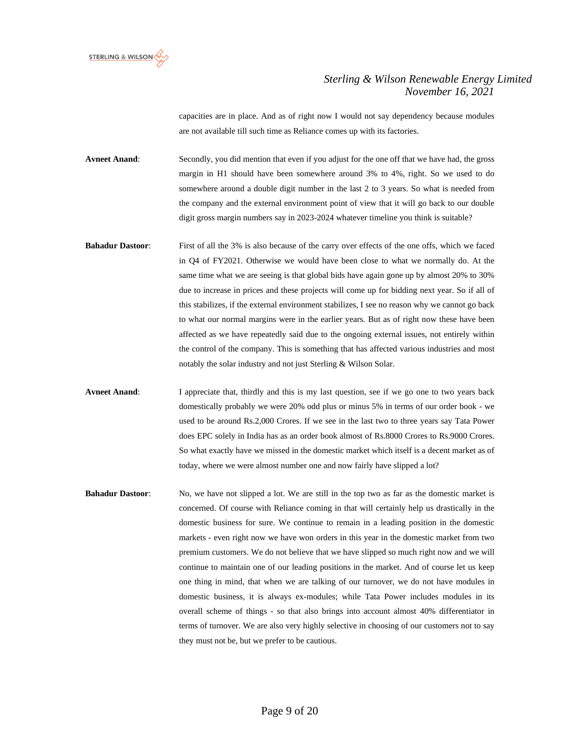capacities are in place. And as of right now I would not say dependency because modules are not available till such time as Reliance comes up with its factories.

**Avneet Anand**: Secondly, you did mention that even if you adjust for the one off that we have had, the gross margin in H1 should have been somewhere around 3% to 4%, right. So we used to do somewhere around a double digit number in the last 2 to 3 years. So what is needed from the company and the external environment point of view that it will go back to our double digit gross margin numbers say in 2023-2024 whatever timeline you think is suitable?

**Bahadur Dastoor**: First of all the 3% is also because of the carry over effects of the one offs, which we faced in Q4 of FY2021. Otherwise we would have been close to what we normally do. At the same time what we are seeing is that global bids have again gone up by almost 20% to 30% due to increase in prices and these projects will come up for bidding next year. So if all of this stabilizes, if the external environment stabilizes, I see no reason why we cannot go back to what our normal margins were in the earlier years. But as of right now these have been affected as we have repeatedly said due to the ongoing external issues, not entirely within the control of the company. This is something that has affected various industries and most notably the solar industry and not just Sterling & Wilson Solar.

**Avneet Anand**: I appreciate that, thirdly and this is my last question, see if we go one to two years back domestically probably we were 20% odd plus or minus 5% in terms of our order book - we used to be around Rs.2,000 Crores. If we see in the last two to three years say Tata Power does EPC solely in India has as an order book almost of Rs.8000 Crores to Rs.9000 Crores. So what exactly have we missed in the domestic market which itself is a decent market as of today, where we were almost number one and now fairly have slipped a lot?

**Bahadur Dastoor**: No, we have not slipped a lot. We are still in the top two as far as the domestic market is concerned. Of course with Reliance coming in that will certainly help us drastically in the domestic business for sure. We continue to remain in a leading position in the domestic markets - even right now we have won orders in this year in the domestic market from two premium customers. We do not believe that we have slipped so much right now and we will continue to maintain one of our leading positions in the market. And of course let us keep one thing in mind, that when we are talking of our turnover, we do not have modules in domestic business, it is always ex-modules; while Tata Power includes modules in its overall scheme of things - so that also brings into account almost 40% differentiator in terms of turnover. We are also very highly selective in choosing of our customers not to say they must not be, but we prefer to be cautious.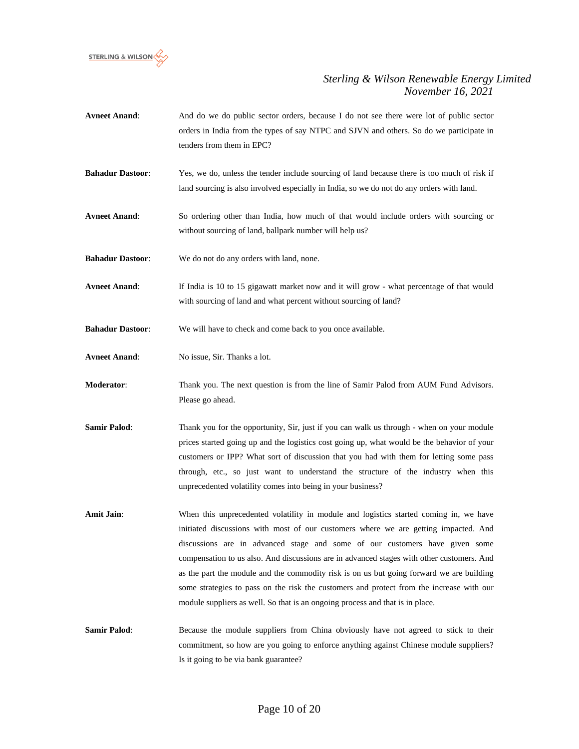**Avneet Anand**: And do we do public sector orders, because I do not see there were lot of public sector orders in India from the types of say NTPC and SJVN and others. So do we participate in tenders from them in EPC?

**Bahadur Dastoor**: Yes, we do, unless the tender include sourcing of land because there is too much of risk if land sourcing is also involved especially in India, so we do not do any orders with land.

**Avneet Anand**: So ordering other than India, how much of that would include orders with sourcing or without sourcing of land, ballpark number will help us?

**Bahadur Dastoor**: We do not do any orders with land, none.

**Avneet Anand**: If India is 10 to 15 gigawatt market now and it will grow - what percentage of that would with sourcing of land and what percent without sourcing of land?

**Bahadur Dastoor**: We will have to check and come back to you once available.

**Avneet Anand**: No issue, Sir. Thanks a lot.

**Moderator**: Thank you. The next question is from the line of Samir Palod from AUM Fund Advisors. Please go ahead.

**Samir Palod**: Thank you for the opportunity, Sir, just if you can walk us through - when on your module prices started going up and the logistics cost going up, what would be the behavior of your customers or IPP? What sort of discussion that you had with them for letting some pass through, etc., so just want to understand the structure of the industry when this unprecedented volatility comes into being in your business?

**Amit Jain**: When this unprecedented volatility in module and logistics started coming in, we have initiated discussions with most of our customers where we are getting impacted. And discussions are in advanced stage and some of our customers have given some compensation to us also. And discussions are in advanced stages with other customers. And as the part the module and the commodity risk is on us but going forward we are building some strategies to pass on the risk the customers and protect from the increase with our module suppliers as well. So that is an ongoing process and that is in place.

**Samir Palod**: Because the module suppliers from China obviously have not agreed to stick to their commitment, so how are you going to enforce anything against Chinese module suppliers? Is it going to be via bank guarantee?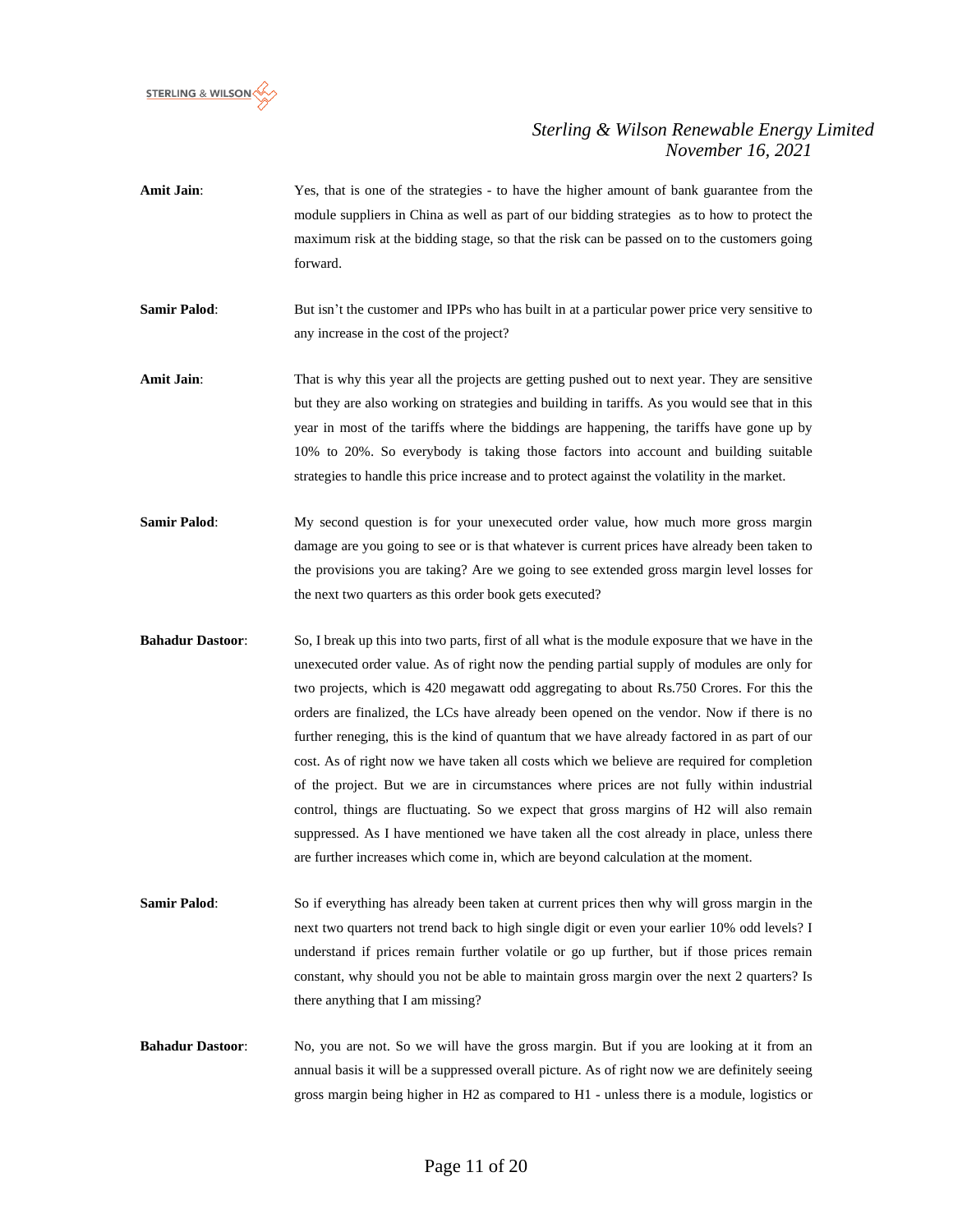**Amit Jain**: Yes, that is one of the strategies - to have the higher amount of bank guarantee from the module suppliers in China as well as part of our bidding strategies as to how to protect the maximum risk at the bidding stage, so that the risk can be passed on to the customers going forward.

**Samir Palod**: But isn't the customer and IPPs who has built in at a particular power price very sensitive to any increase in the cost of the project?

**Amit Jain**: That is why this year all the projects are getting pushed out to next year. They are sensitive but they are also working on strategies and building in tariffs. As you would see that in this year in most of the tariffs where the biddings are happening, the tariffs have gone up by 10% to 20%. So everybody is taking those factors into account and building suitable strategies to handle this price increase and to protect against the volatility in the market.

**Samir Palod**: My second question is for your unexecuted order value, how much more gross margin damage are you going to see or is that whatever is current prices have already been taken to the provisions you are taking? Are we going to see extended gross margin level losses for the next two quarters as this order book gets executed?

**Bahadur Dastoor**: So, I break up this into two parts, first of all what is the module exposure that we have in the unexecuted order value. As of right now the pending partial supply of modules are only for two projects, which is 420 megawatt odd aggregating to about Rs.750 Crores. For this the orders are finalized, the LCs have already been opened on the vendor. Now if there is no further reneging, this is the kind of quantum that we have already factored in as part of our cost. As of right now we have taken all costs which we believe are required for completion of the project. But we are in circumstances where prices are not fully within industrial control, things are fluctuating. So we expect that gross margins of H2 will also remain suppressed. As I have mentioned we have taken all the cost already in place, unless there are further increases which come in, which are beyond calculation at the moment.

**Samir Palod**: So if everything has already been taken at current prices then why will gross margin in the next two quarters not trend back to high single digit or even your earlier 10% odd levels? I understand if prices remain further volatile or go up further, but if those prices remain constant, why should you not be able to maintain gross margin over the next 2 quarters? Is there anything that I am missing?

**Bahadur Dastoor**: No, you are not. So we will have the gross margin. But if you are looking at it from an annual basis it will be a suppressed overall picture. As of right now we are definitely seeing gross margin being higher in H2 as compared to H1 - unless there is a module, logistics or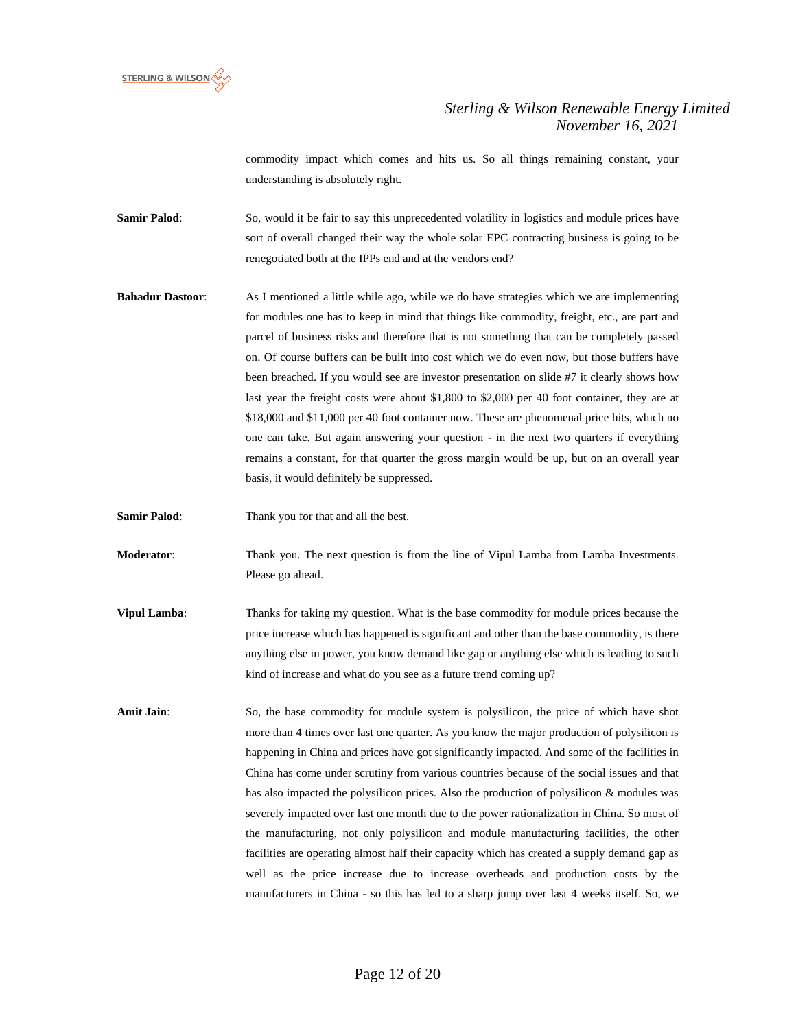commodity impact which comes and hits us. So all things remaining constant, your understanding is absolutely right.

**Samir Palod**: So, would it be fair to say this unprecedented volatility in logistics and module prices have sort of overall changed their way the whole solar EPC contracting business is going to be renegotiated both at the IPPs end and at the vendors end?

**Bahadur Dastoor**: As I mentioned a little while ago, while we do have strategies which we are implementing for modules one has to keep in mind that things like commodity, freight, etc., are part and parcel of business risks and therefore that is not something that can be completely passed on. Of course buffers can be built into cost which we do even now, but those buffers have been breached. If you would see are investor presentation on slide #7 it clearly shows how last year the freight costs were about $1,800 to $2,000 per 40 foot container, they are at $18,000 and $11,000 per 40 foot container now. These are phenomenal price hits, which no one can take. But again answering your question - in the next two quarters if everything remains a constant, for that quarter the gross margin would be up, but on an overall year basis, it would definitely be suppressed.

**Samir Palod**: Thank you for that and all the best.

**Moderator**: Thank you. The next question is from the line of Vipul Lamba from Lamba Investments. Please go ahead.

**Vipul Lamba**: Thanks for taking my question. What is the base commodity for module prices because the price increase which has happened is significant and other than the base commodity, is there anything else in power, you know demand like gap or anything else which is leading to such kind of increase and what do you see as a future trend coming up?

**Amit Jain**: So, the base commodity for module system is polysilicon, the price of which have shot more than 4 times over last one quarter. As you know the major production of polysilicon is happening in China and prices have got significantly impacted. And some of the facilities in China has come under scrutiny from various countries because of the social issues and that has also impacted the polysilicon prices. Also the production of polysilicon & modules was severely impacted over last one month due to the power rationalization in China. So most of the manufacturing, not only polysilicon and module manufacturing facilities, the other facilities are operating almost half their capacity which has created a supply demand gap as well as the price increase due to increase overheads and production costs by the manufacturers in China - so this has led to a sharp jump over last 4 weeks itself. So, we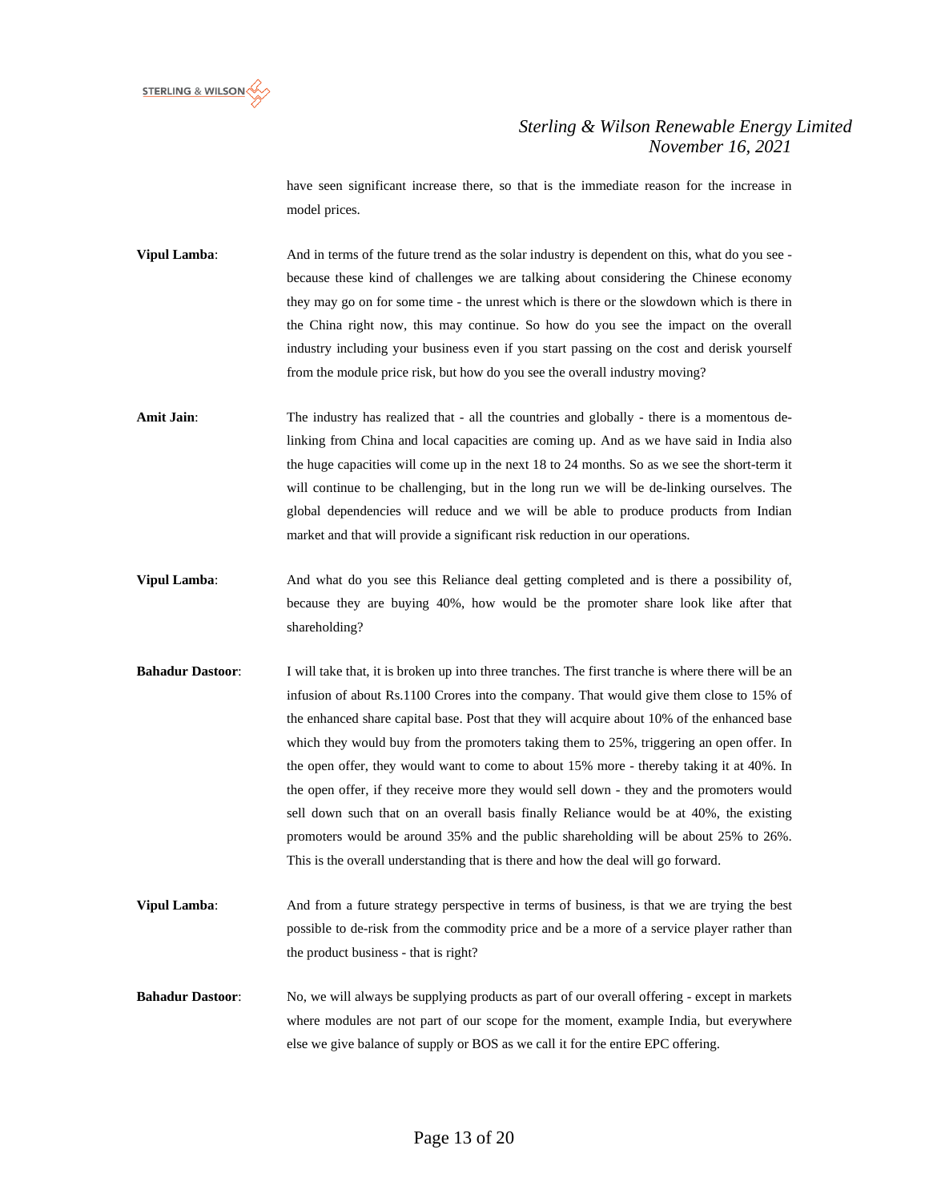have seen significant increase there, so that is the immediate reason for the increase in model prices.

**Vipul Lamba**: And in terms of the future trend as the solar industry is dependent on this, what do you see - because these kind of challenges we are talking about considering the Chinese economy they may go on for some time - the unrest which is there or the slowdown which is there in the China right now, this may continue. So how do you see the impact on the overall industry including your business even if you start passing on the cost and derisk yourself from the module price risk, but how do you see the overall industry moving?

**Amit Jain**: The industry has realized that - all the countries and globally - there is a momentous de-linking from China and local capacities are coming up. And as we have said in India also the huge capacities will come up in the next 18 to 24 months. So as we see the short-term it will continue to be challenging, but in the long run we will be de-linking ourselves. The global dependencies will reduce and we will be able to produce products from Indian market and that will provide a significant risk reduction in our operations.

**Vipul Lamba**: And what do you see this Reliance deal getting completed and is there a possibility of, because they are buying 40%, how would be the promoter share look like after that shareholding?

**Bahadur Dastoor**: I will take that, it is broken up into three tranches. The first tranche is where there will be an infusion of about Rs.1100 Crores into the company. That would give them close to 15% of the enhanced share capital base. Post that they will acquire about 10% of the enhanced base which they would buy from the promoters taking them to 25%, triggering an open offer. In the open offer, they would want to come to about 15% more - thereby taking it at 40%. In the open offer, if they receive more they would sell down - they and the promoters would sell down such that on an overall basis finally Reliance would be at 40%, the existing promoters would be around 35% and the public shareholding will be about 25% to 26%. This is the overall understanding that is there and how the deal will go forward.

**Vipul Lamba**: And from a future strategy perspective in terms of business, is that we are trying the best possible to de-risk from the commodity price and be a more of a service player rather than the product business - that is right?

**Bahadur Dastoor**: No, we will always be supplying products as part of our overall offering - except in markets where modules are not part of our scope for the moment, example India, but everywhere else we give balance of supply or BOS as we call it for the entire EPC offering.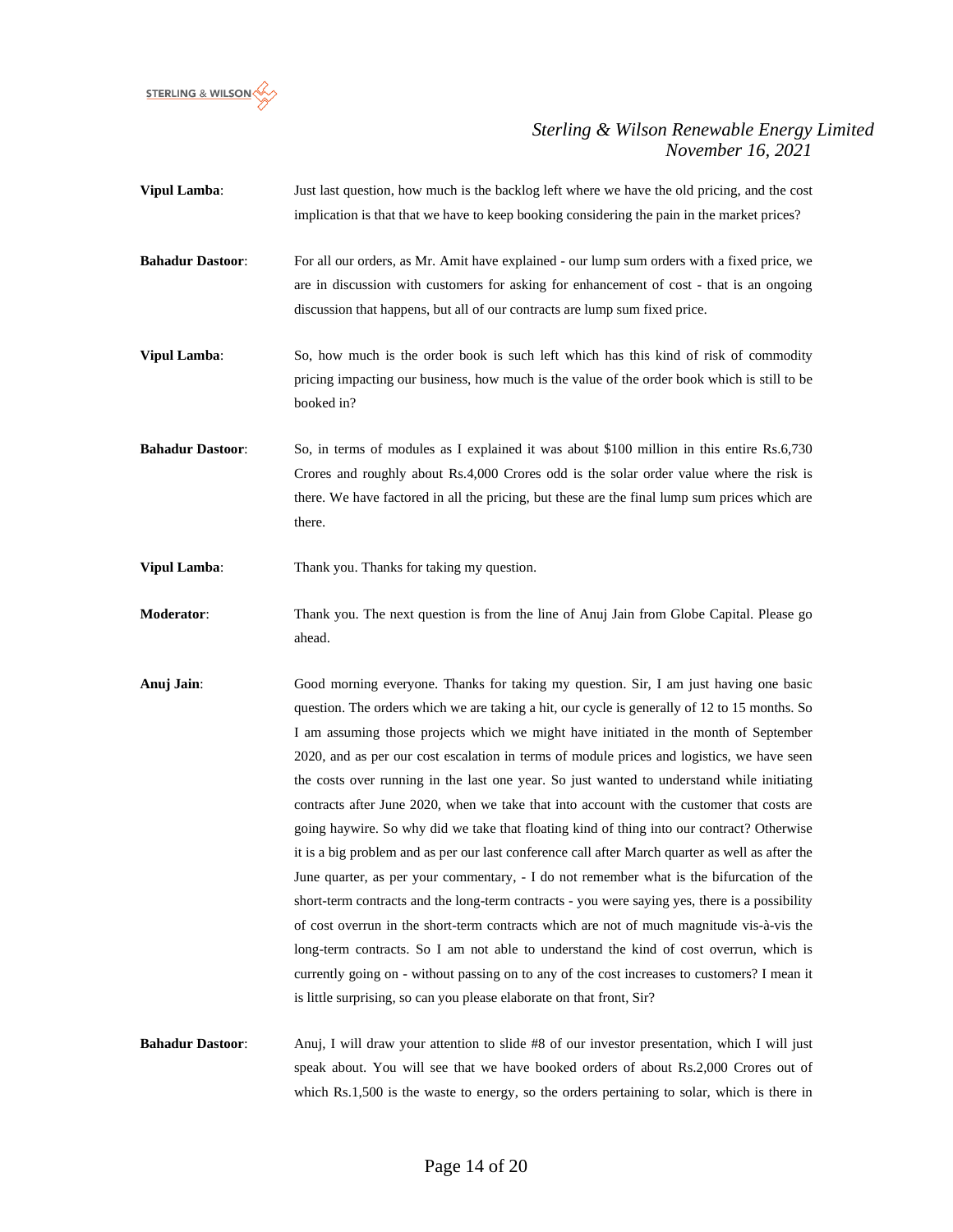**Vipul Lamba**: Just last question, how much is the backlog left where we have the old pricing, and the cost implication is that that we have to keep booking considering the pain in the market prices?

**Bahadur Dastoor**: For all our orders, as Mr. Amit have explained - our lump sum orders with a fixed price, we are in discussion with customers for asking for enhancement of cost - that is an ongoing discussion that happens, but all of our contracts are lump sum fixed price.

**Vipul Lamba**: So, how much is the order book is such left which has this kind of risk of commodity pricing impacting our business, how much is the value of the order book which is still to be booked in?

**Bahadur Dastoor**: So, in terms of modules as I explained it was about $100 million in this entire Rs.6,730 Crores and roughly about Rs.4,000 Crores odd is the solar order value where the risk is there. We have factored in all the pricing, but these are the final lump sum prices which are there.

**Vipul Lamba**: Thank you. Thanks for taking my question.

**Moderator**: Thank you. The next question is from the line of Anuj Jain from Globe Capital. Please go ahead.

**Anuj Jain**: Good morning everyone. Thanks for taking my question. Sir, I am just having one basic question. The orders which we are taking a hit, our cycle is generally of 12 to 15 months. So I am assuming those projects which we might have initiated in the month of September 2020, and as per our cost escalation in terms of module prices and logistics, we have seen the costs over running in the last one year. So just wanted to understand while initiating contracts after June 2020, when we take that into account with the customer that costs are going haywire. So why did we take that floating kind of thing into our contract? Otherwise it is a big problem and as per our last conference call after March quarter as well as after the June quarter, as per your commentary, - I do not remember what is the bifurcation of the short-term contracts and the long-term contracts - you were saying yes, there is a possibility of cost overrun in the short-term contracts which are not of much magnitude vis-à-vis the long-term contracts. So I am not able to understand the kind of cost overrun, which is currently going on - without passing on to any of the cost increases to customers? I mean it is little surprising, so can you please elaborate on that front, Sir?

**Bahadur Dastoor**: Anuj, I will draw your attention to slide #8 of our investor presentation, which I will just speak about. You will see that we have booked orders of about Rs.2,000 Crores out of which Rs.1,500 is the waste to energy, so the orders pertaining to solar, which is there in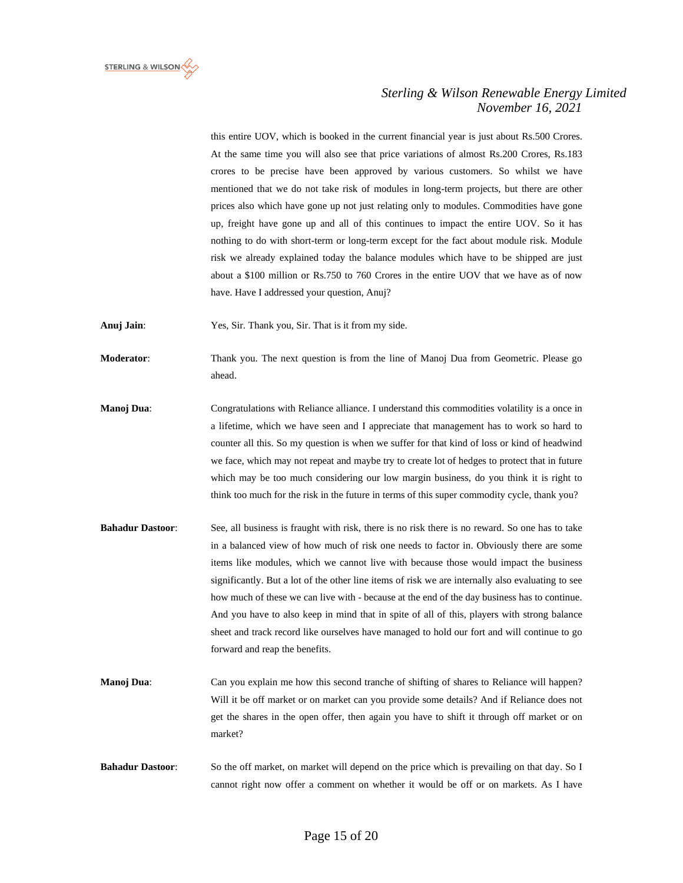this entire UOV, which is booked in the current financial year is just about Rs.500 Crores. At the same time you will also see that price variations of almost Rs.200 Crores, Rs.183 crores to be precise have been approved by various customers. So whilst we have mentioned that we do not take risk of modules in long-term projects, but there are other prices also which have gone up not just relating only to modules. Commodities have gone up, freight have gone up and all of this continues to impact the entire UOV. So it has nothing to do with short-term or long-term except for the fact about module risk. Module risk we already explained today the balance modules which have to be shipped are just about a $100 million or Rs.750 to 760 Crores in the entire UOV that we have as of now have. Have I addressed your question, Anuj?

**Anuj Jain**: Yes, Sir. Thank you, Sir. That is it from my side.

**Moderator**: Thank you. The next question is from the line of Manoj Dua from Geometric. Please go ahead.

**Manoj Dua**: Congratulations with Reliance alliance. I understand this commodities volatility is a once in a lifetime, which we have seen and I appreciate that management has to work so hard to counter all this. So my question is when we suffer for that kind of loss or kind of headwind we face, which may not repeat and maybe try to create lot of hedges to protect that in future which may be too much considering our low margin business, do you think it is right to think too much for the risk in the future in terms of this super commodity cycle, thank you?

**Bahadur Dastoor**: See, all business is fraught with risk, there is no risk there is no reward. So one has to take in a balanced view of how much of risk one needs to factor in. Obviously there are some items like modules, which we cannot live with because those would impact the business significantly. But a lot of the other line items of risk we are internally also evaluating to see how much of these we can live with - because at the end of the day business has to continue. And you have to also keep in mind that in spite of all of this, players with strong balance sheet and track record like ourselves have managed to hold our fort and will continue to go forward and reap the benefits.

**Manoj Dua**: Can you explain me how this second tranche of shifting of shares to Reliance will happen? Will it be off market or on market can you provide some details? And if Reliance does not get the shares in the open offer, then again you have to shift it through off market or on market?

**Bahadur Dastoor**: So the off market, on market will depend on the price which is prevailing on that day. So I cannot right now offer a comment on whether it would be off or on markets. As I have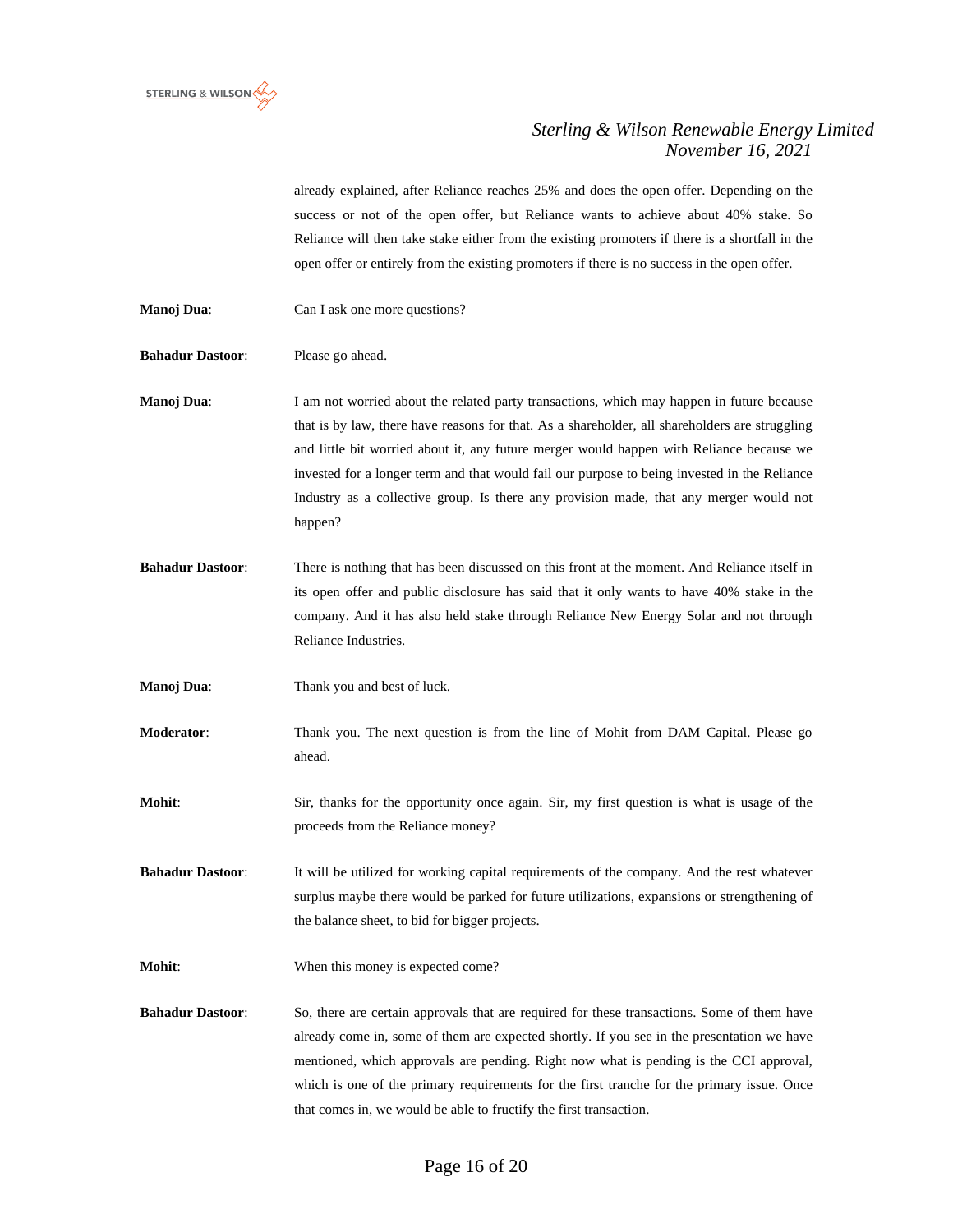already explained, after Reliance reaches 25% and does the open offer. Depending on the success or not of the open offer, but Reliance wants to achieve about 40% stake. So Reliance will then take stake either from the existing promoters if there is a shortfall in the open offer or entirely from the existing promoters if there is no success in the open offer.

**Manoj Dua**: Can I ask one more questions?

**Bahadur Dastoor**: Please go ahead.

**Manoj Dua**: I am not worried about the related party transactions, which may happen in future because that is by law, there have reasons for that. As a shareholder, all shareholders are struggling and little bit worried about it, any future merger would happen with Reliance because we invested for a longer term and that would fail our purpose to being invested in the Reliance Industry as a collective group. Is there any provision made, that any merger would not happen?

**Bahadur Dastoor**: There is nothing that has been discussed on this front at the moment. And Reliance itself in its open offer and public disclosure has said that it only wants to have 40% stake in the company. And it has also held stake through Reliance New Energy Solar and not through Reliance Industries.

**Manoj Dua**: Thank you and best of luck.

**Moderator**: Thank you. The next question is from the line of Mohit from DAM Capital. Please go ahead.

**Mohit**: Sir, thanks for the opportunity once again. Sir, my first question is what is usage of the proceeds from the Reliance money?

**Bahadur Dastoor**: It will be utilized for working capital requirements of the company. And the rest whatever surplus maybe there would be parked for future utilizations, expansions or strengthening of the balance sheet, to bid for bigger projects.

**Mohit**: When this money is expected come?

**Bahadur Dastoor**: So, there are certain approvals that are required for these transactions. Some of them have already come in, some of them are expected shortly. If you see in the presentation we have mentioned, which approvals are pending. Right now what is pending is the CCI approval, which is one of the primary requirements for the first tranche for the primary issue. Once that comes in, we would be able to fructify the first transaction.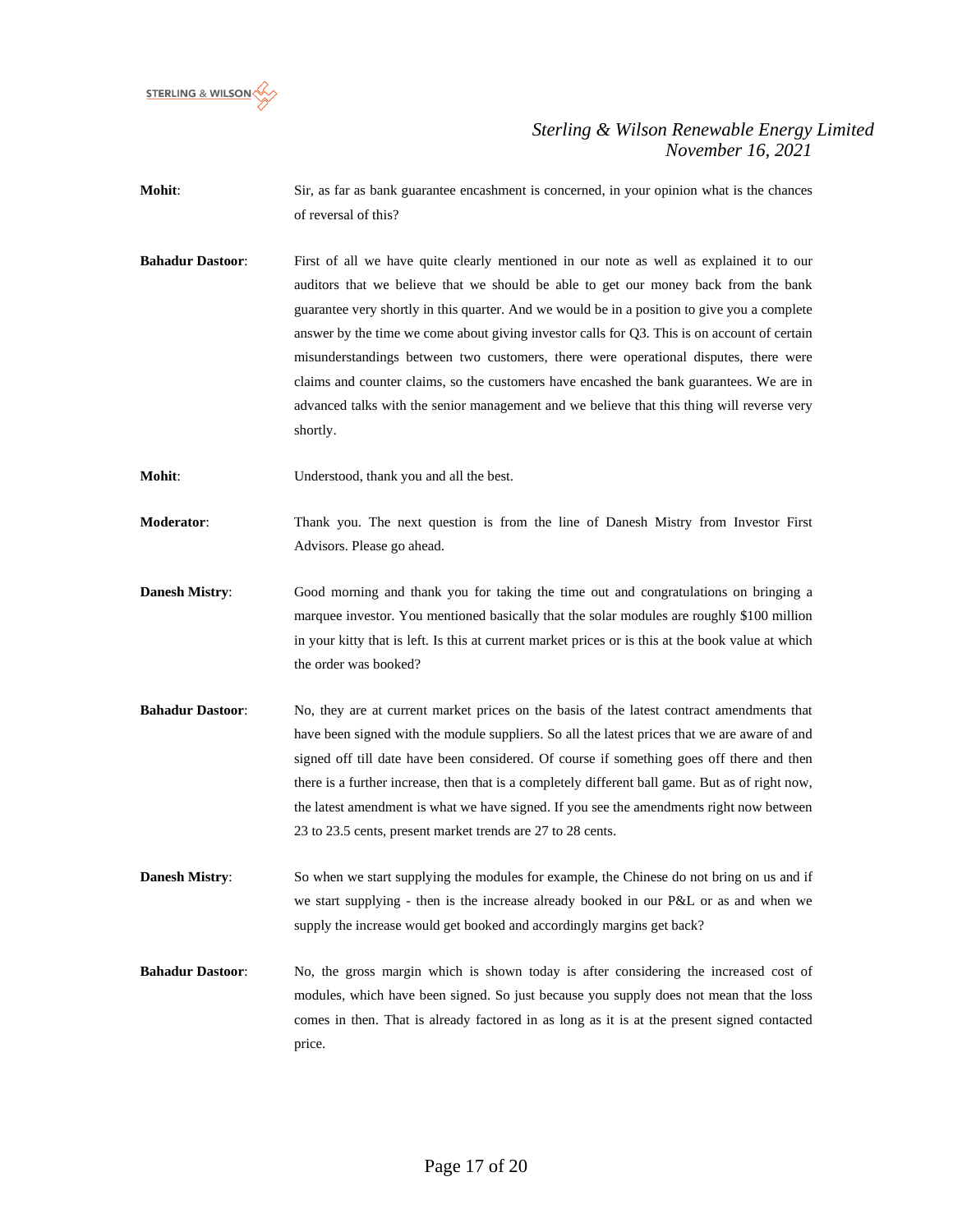**Mohit**: Sir, as far as bank guarantee encashment is concerned, in your opinion what is the chances of reversal of this?

**Bahadur Dastoor**: First of all we have quite clearly mentioned in our note as well as explained it to our auditors that we believe that we should be able to get our money back from the bank guarantee very shortly in this quarter. And we would be in a position to give you a complete answer by the time we come about giving investor calls for Q3. This is on account of certain misunderstandings between two customers, there were operational disputes, there were claims and counter claims, so the customers have encashed the bank guarantees. We are in advanced talks with the senior management and we believe that this thing will reverse very shortly.

**Mohit**: Understood, thank you and all the best.

**Moderator**: Thank you. The next question is from the line of Danesh Mistry from Investor First Advisors. Please go ahead.

**Danesh Mistry**: Good morning and thank you for taking the time out and congratulations on bringing a marquee investor. You mentioned basically that the solar modules are roughly $100 million in your kitty that is left. Is this at current market prices or is this at the book value at which the order was booked?

**Bahadur Dastoor**: No, they are at current market prices on the basis of the latest contract amendments that have been signed with the module suppliers. So all the latest prices that we are aware of and signed off till date have been considered. Of course if something goes off there and then there is a further increase, then that is a completely different ball game. But as of right now, the latest amendment is what we have signed. If you see the amendments right now between 23 to 23.5 cents, present market trends are 27 to 28 cents.

**Danesh Mistry**: So when we start supplying the modules for example, the Chinese do not bring on us and if we start supplying - then is the increase already booked in our P&L or as and when we supply the increase would get booked and accordingly margins get back?

**Bahadur Dastoor**: No, the gross margin which is shown today is after considering the increased cost of modules, which have been signed. So just because you supply does not mean that the loss comes in then. That is already factored in as long as it is at the present signed contacted price.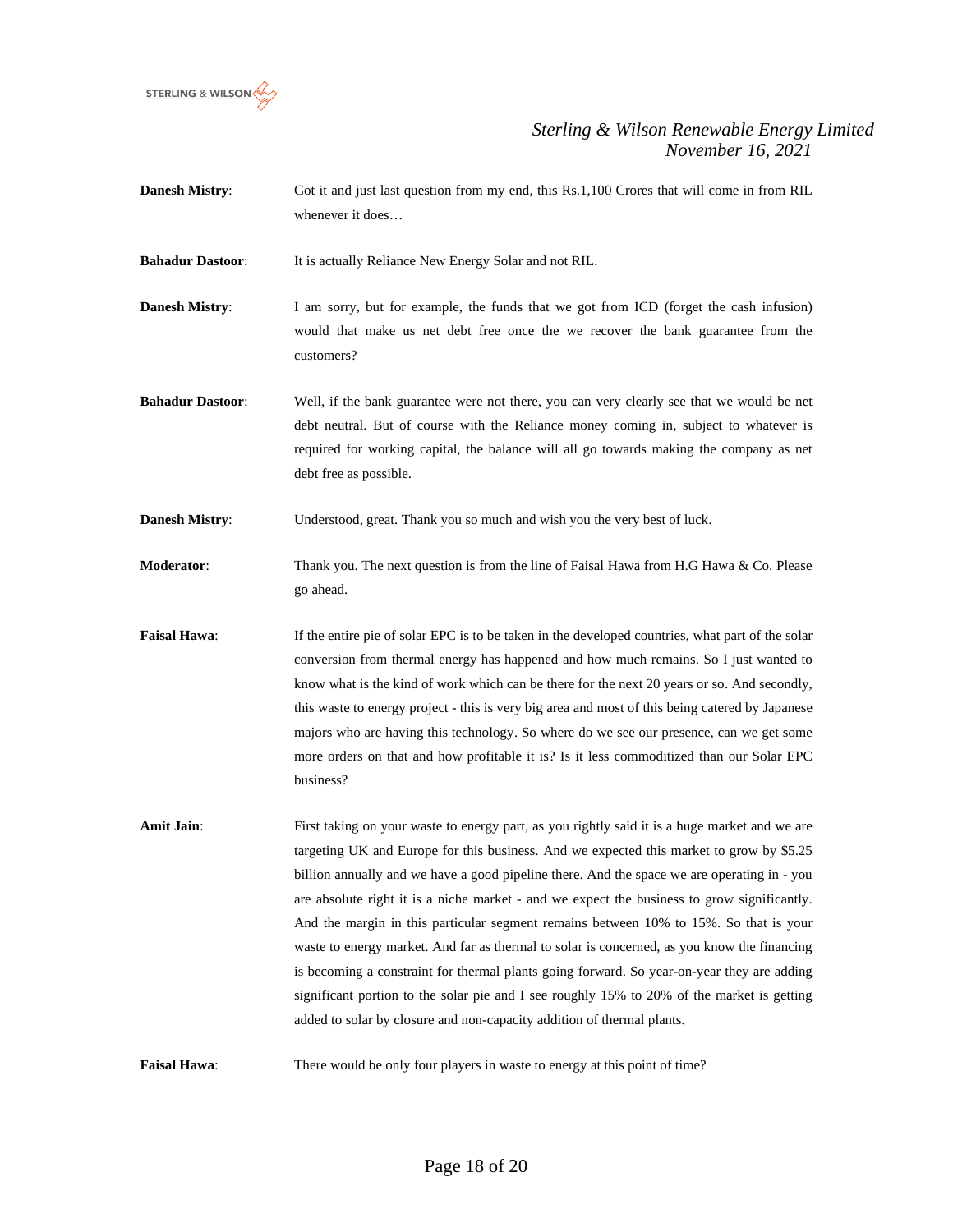**Danesh Mistry**: Got it and just last question from my end, this Rs.1,100 Crores that will come in from RIL whenever it does…

**Bahadur Dastoor**: It is actually Reliance New Energy Solar and not RIL.

**Danesh Mistry**: I am sorry, but for example, the funds that we got from ICD (forget the cash infusion) would that make us net debt free once the we recover the bank guarantee from the customers?

**Bahadur Dastoor**: Well, if the bank guarantee were not there, you can very clearly see that we would be net debt neutral. But of course with the Reliance money coming in, subject to whatever is required for working capital, the balance will all go towards making the company as net debt free as possible.

**Danesh Mistry**: Understood, great. Thank you so much and wish you the very best of luck.

**Moderator**: Thank you. The next question is from the line of Faisal Hawa from H.G Hawa & Co. Please go ahead.

**Faisal Hawa**: If the entire pie of solar EPC is to be taken in the developed countries, what part of the solar conversion from thermal energy has happened and how much remains. So I just wanted to know what is the kind of work which can be there for the next 20 years or so. And secondly, this waste to energy project - this is very big area and most of this being catered by Japanese majors who are having this technology. So where do we see our presence, can we get some more orders on that and how profitable it is? Is it less commoditized than our Solar EPC business?

**Amit Jain**: First taking on your waste to energy part, as you rightly said it is a huge market and we are targeting UK and Europe for this business. And we expected this market to grow by $5.25 billion annually and we have a good pipeline there. And the space we are operating in - you are absolute right it is a niche market - and we expect the business to grow significantly. And the margin in this particular segment remains between 10% to 15%. So that is your waste to energy market. And far as thermal to solar is concerned, as you know the financing is becoming a constraint for thermal plants going forward. So year-on-year they are adding significant portion to the solar pie and I see roughly 15% to 20% of the market is getting added to solar by closure and non-capacity addition of thermal plants.

**Faisal Hawa**: There would be only four players in waste to energy at this point of time?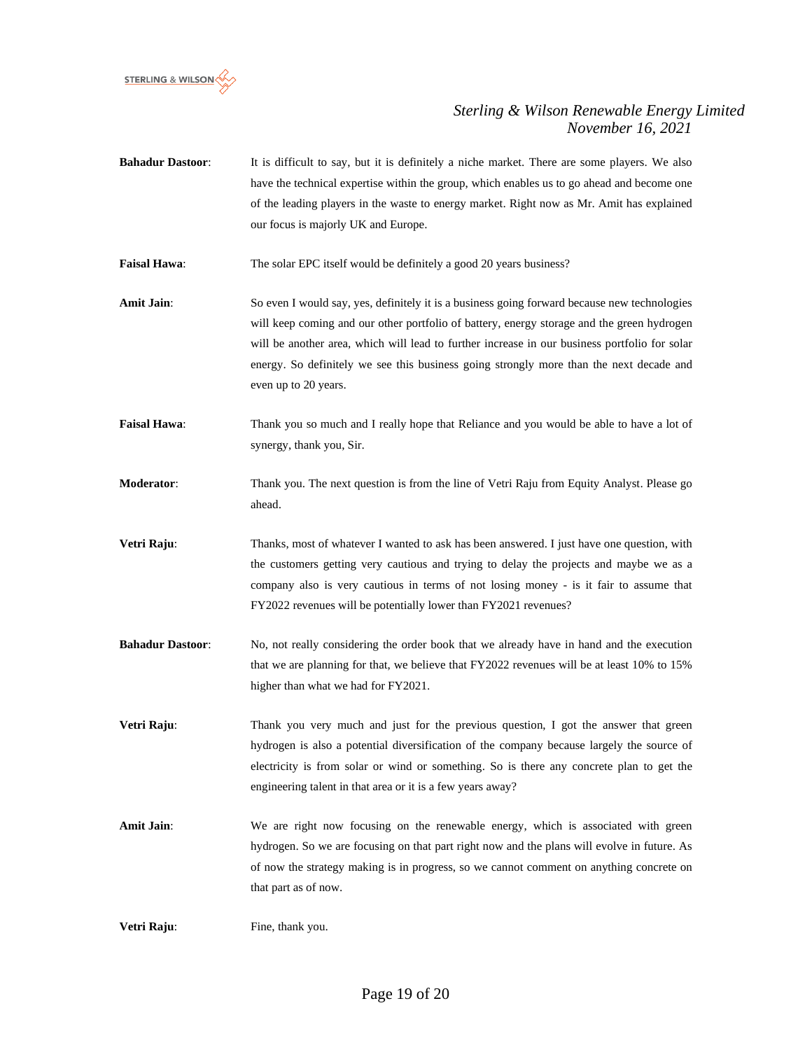**Bahadur Dastoor**: It is difficult to say, but it is definitely a niche market. There are some players. We also have the technical expertise within the group, which enables us to go ahead and become one of the leading players in the waste to energy market. Right now as Mr. Amit has explained our focus is majorly UK and Europe.

**Faisal Hawa**: The solar EPC itself would be definitely a good 20 years business?

**Amit Jain**: So even I would say, yes, definitely it is a business going forward because new technologies will keep coming and our other portfolio of battery, energy storage and the green hydrogen will be another area, which will lead to further increase in our business portfolio for solar energy. So definitely we see this business going strongly more than the next decade and even up to 20 years.

**Faisal Hawa**: Thank you so much and I really hope that Reliance and you would be able to have a lot of synergy, thank you, Sir.

**Moderator**: Thank you. The next question is from the line of Vetri Raju from Equity Analyst. Please go ahead.

**Vetri Raju**: Thanks, most of whatever I wanted to ask has been answered. I just have one question, with the customers getting very cautious and trying to delay the projects and maybe we as a company also is very cautious in terms of not losing money - is it fair to assume that FY2022 revenues will be potentially lower than FY2021 revenues?

**Bahadur Dastoor**: No, not really considering the order book that we already have in hand and the execution that we are planning for that, we believe that FY2022 revenues will be at least 10% to 15% higher than what we had for FY2021.

**Vetri Raju**: Thank you very much and just for the previous question, I got the answer that green hydrogen is also a potential diversification of the company because largely the source of electricity is from solar or wind or something. So is there any concrete plan to get the engineering talent in that area or it is a few years away?

**Amit Jain**: We are right now focusing on the renewable energy, which is associated with green hydrogen. So we are focusing on that part right now and the plans will evolve in future. As of now the strategy making is in progress, so we cannot comment on anything concrete on that part as of now.

**Vetri Raju**: Fine, thank you.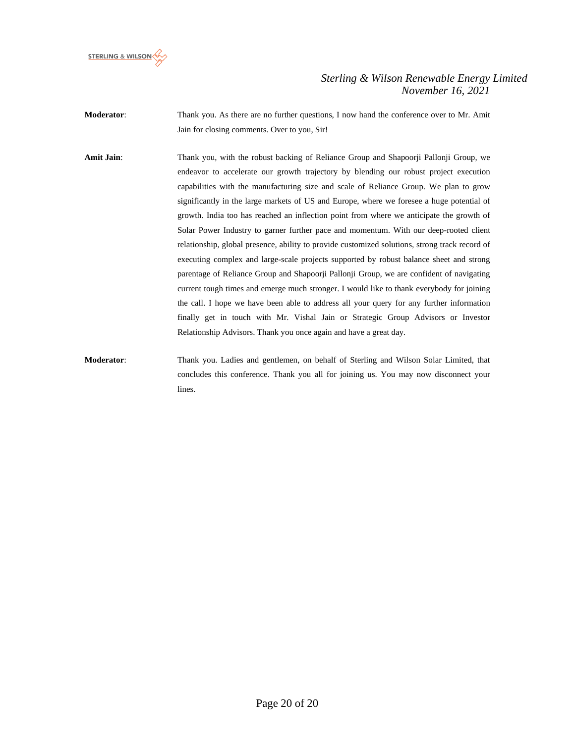**Moderator**: Thank you. As there are no further questions, I now hand the conference over to Mr. Amit Jain for closing comments. Over to you, Sir!

**Amit Jain**: Thank you, with the robust backing of Reliance Group and Shapoorji Pallonji Group, we endeavor to accelerate our growth trajectory by blending our robust project execution capabilities with the manufacturing size and scale of Reliance Group. We plan to grow significantly in the large markets of US and Europe, where we foresee a huge potential of growth. India too has reached an inflection point from where we anticipate the growth of Solar Power Industry to garner further pace and momentum. With our deep-rooted client relationship, global presence, ability to provide customized solutions, strong track record of executing complex and large-scale projects supported by robust balance sheet and strong parentage of Reliance Group and Shapoorji Pallonji Group, we are confident of navigating current tough times and emerge much stronger. I would like to thank everybody for joining the call. I hope we have been able to address all your query for any further information finally get in touch with Mr. Vishal Jain or Strategic Group Advisors or Investor Relationship Advisors. Thank you once again and have a great day.

**Moderator**: Thank you. Ladies and gentlemen, on behalf of Sterling and Wilson Solar Limited, that concludes this conference. Thank you all for joining us. You may now disconnect your lines.